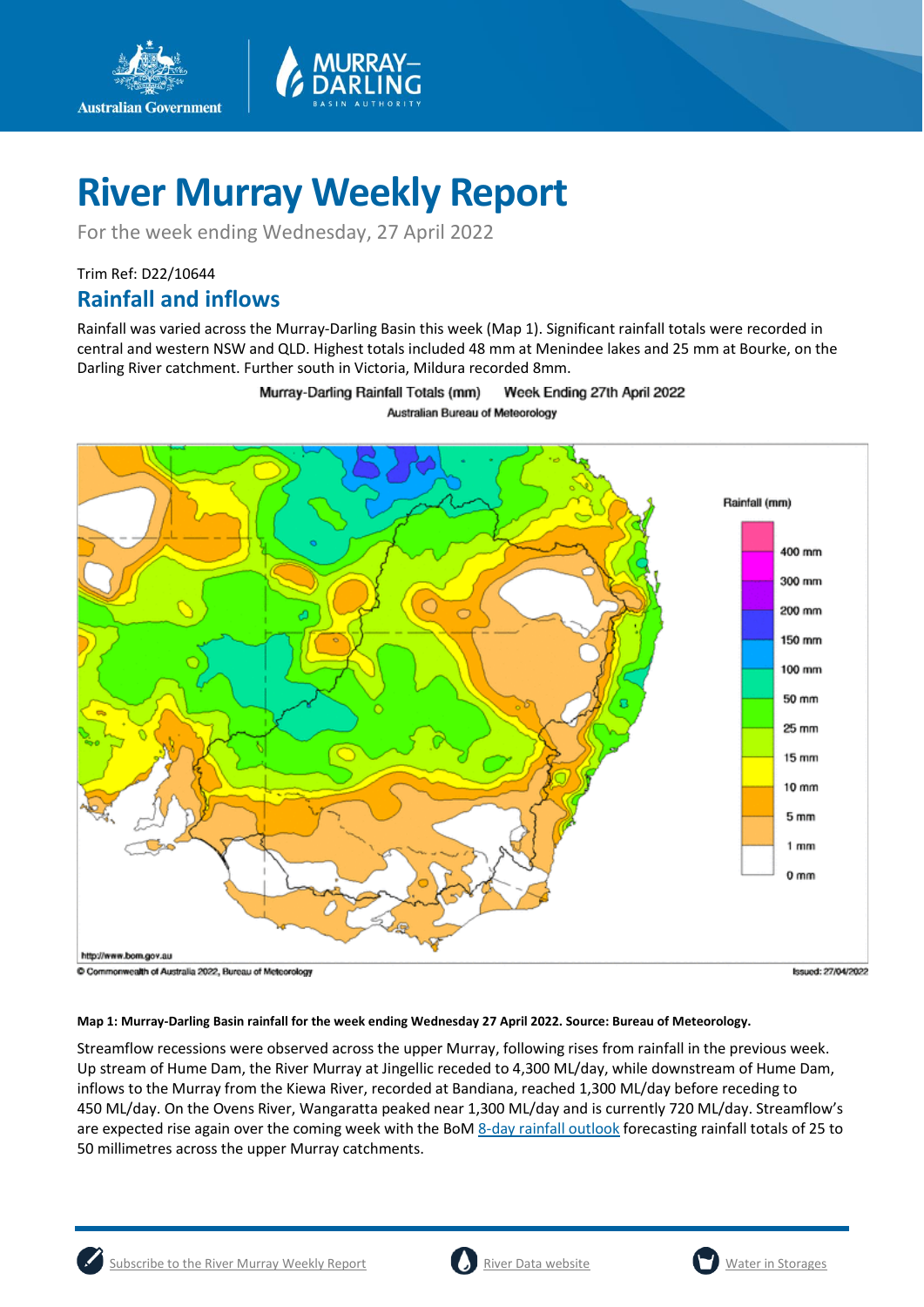# River Murray Weekly Report

For the week ending Wednesday, 27 April 2022

Trim Ref: D22/10644

## Rainfall and inflows

Rainfall was varied across the Murray-Darling Basin this week (Map 1). Significant rainfall totals were recorded in central and western NSW and QLD. Highest totals included 48 mm at Menindee lakes and 25 mm at Bourke, on the Darling River catchment. Further south in Victoria, Mildura recorded 8mm.

**Map 1: Murray-Darling Basin rainfall for the week ending Wednesday 27 April 2022. Source: Bureau of Meteorology.**

Streamflow recessions were observed across the upper Murray, following rises from rainfall in the previous week. Up stream of Hume Dam, the River Murray at Jingellic receded to 4,300 ML/day, while downstream of Hume Dam, inflows to the Murray from the Kiewa River, recorded at Bandiana, reached 1,300 ML/day before receding to 450 ML/day. On the Ovens River, Wangaratta peaked near 1,300 ML/day and is currently 720 ML/day. Streamflow's are expected rise again over the coming week with the BoM 8-day rainfall outlook forecasting rainfall totals of 25 to 50 millimetres across the upper Murray catchments.

Subscribe to the River Murray Weekly Report | River Data website | Water in Storages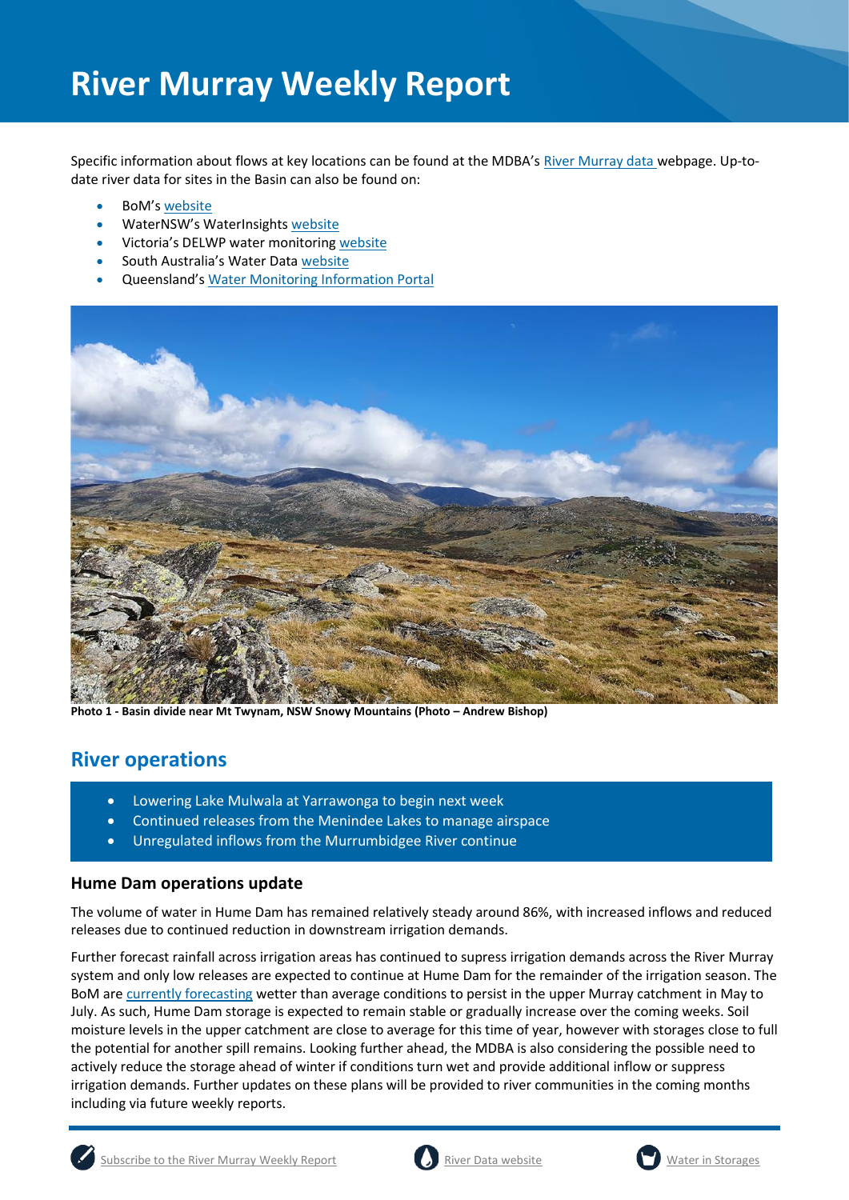# River Murray Weekly Report

Specific information about flows at key locations can be found at the MDBA's River Murray data webpage. Up-to-date river data for sites in the Basin can also be found on:

- BoM's website
- WaterNSW's WaterInsights website
- Victoria's DELWP water monitoring website
- South Australia's Water Data website
- Queensland's Water Monitoring Information Portal

**Photo 1 - Basin divide near Mt Twynam, NSW Snowy Mountains (Photo – Andrew Bishop)**

## River operations

- Lowering Lake Mulwala at Yarrawonga to begin next week
- Continued releases from the Menindee Lakes to manage airspace
- Unregulated inflows from the Murrumbidgee River continue

### Hume Dam operations update

The volume of water in Hume Dam has remained relatively steady around 86%, with increased inflows and reduced releases due to continued reduction in downstream irrigation demands.

Further forecast rainfall across irrigation areas has continued to supress irrigation demands across the River Murray system and only low releases are expected to continue at Hume Dam for the remainder of the irrigation season. The BoM are currently forecasting wetter than average conditions to persist in the upper Murray catchment in May to July. As such, Hume Dam storage is expected to remain stable or gradually increase over the coming weeks. Soil moisture levels in the upper catchment are close to average for this time of year, however with storages close to full the potential for another spill remains. Looking further ahead, the MDBA is also considering the possible need to actively reduce the storage ahead of winter if conditions turn wet and provide additional inflow or suppress irrigation demands. Further updates on these plans will be provided to river communities in the coming months including via future weekly reports.

Subscribe to the River Murray Weekly Report | River Data website | Water in Storages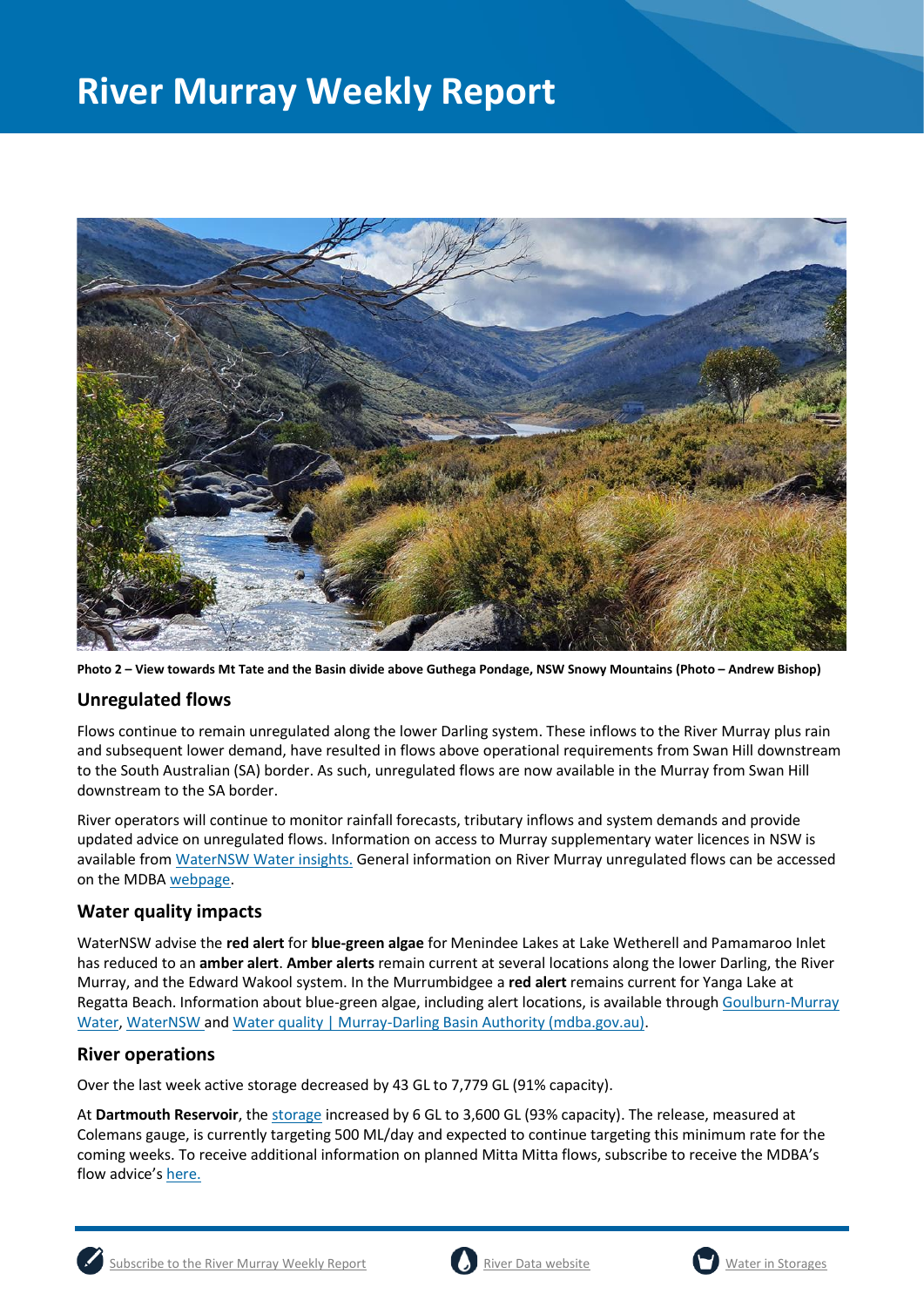# River Murray Weekly Report

**Photo 2 – View towards Mt Tate and the Basin divide above Guthega Pondage, NSW Snowy Mountains (Photo – Andrew Bishop)**

## Unregulated flows

Flows continue to remain unregulated along the lower Darling system. These inflows to the River Murray plus rain and subsequent lower demand, have resulted in flows above operational requirements from Swan Hill downstream to the South Australian (SA) border. As such, unregulated flows are now available in the Murray from Swan Hill downstream to the SA border.

River operators will continue to monitor rainfall forecasts, tributary inflows and system demands and provide updated advice on unregulated flows. Information on access to Murray supplementary water licences in NSW is available from WaterNSW Water insights. General information on River Murray unregulated flows can be accessed on the MDBA webpage.

## Water quality impacts

WaterNSW advise the **red alert** for **blue-green algae** for Menindee Lakes at Lake Wetherell and Pamamaroo Inlet has reduced to an **amber alert**. **Amber alerts** remain current at several locations along the lower Darling, the River Murray, and the Edward Wakool system. In the Murrumbidgee a **red alert** remains current for Yanga Lake at Regatta Beach. Information about blue-green algae, including alert locations, is available through Goulburn-Murray Water, WaterNSW and Water quality | Murray-Darling Basin Authority (mdba.gov.au).

## River operations

Over the last week active storage decreased by 43 GL to 7,779 GL (91% capacity).

At **Dartmouth Reservoir**, the storage increased by 6 GL to 3,600 GL (93% capacity). The release, measured at Colemans gauge, is currently targeting 500 ML/day and expected to continue targeting this minimum rate for the coming weeks. To receive additional information on planned Mitta Mitta flows, subscribe to receive the MDBA's flow advice's here.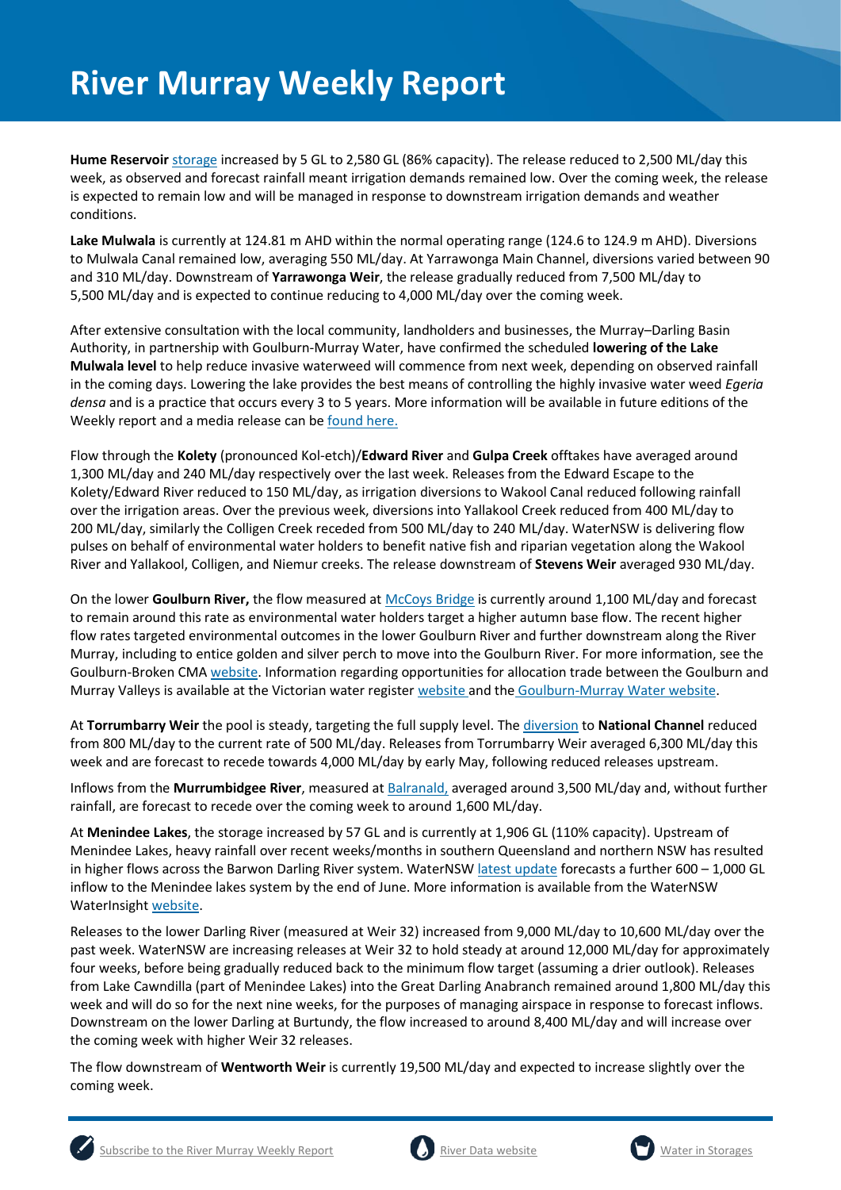# River Murray Weekly Report

**Hume Reservoir** storage increased by 5 GL to 2,580 GL (86% capacity). The release reduced to 2,500 ML/day this week, as observed and forecast rainfall meant irrigation demands remained low. Over the coming week, the release is expected to remain low and will be managed in response to downstream irrigation demands and weather conditions.

**Lake Mulwala** is currently at 124.81 m AHD within the normal operating range (124.6 to 124.9 m AHD). Diversions to Mulwala Canal remained low, averaging 550 ML/day. At Yarrawonga Main Channel, diversions varied between 90 and 310 ML/day. Downstream of **Yarrawonga Weir**, the release gradually reduced from 7,500 ML/day to 5,500 ML/day and is expected to continue reducing to 4,000 ML/day over the coming week.

After extensive consultation with the local community, landholders and businesses, the Murray–Darling Basin Authority, in partnership with Goulburn-Murray Water, have confirmed the scheduled **lowering of the Lake Mulwala level** to help reduce invasive waterweed will commence from next week, depending on observed rainfall in the coming days. Lowering the lake provides the best means of controlling the highly invasive water weed *Egeria densa* and is a practice that occurs every 3 to 5 years. More information will be available in future editions of the Weekly report and a media release can be found here.

Flow through the **Kolety** (pronounced Kol-etch)/**Edward River** and **Gulpa Creek** offtakes have averaged around 1,300 ML/day and 240 ML/day respectively over the last week. Releases from the Edward Escape to the Kolety/Edward River reduced to 150 ML/day, as irrigation diversions to Wakool Canal reduced following rainfall over the irrigation areas. Over the previous week, diversions into Yallakool Creek reduced from 400 ML/day to 200 ML/day, similarly the Colligen Creek receded from 500 ML/day to 240 ML/day. WaterNSW is delivering flow pulses on behalf of environmental water holders to benefit native fish and riparian vegetation along the Wakool River and Yallakool, Colligen, and Niemur creeks. The release downstream of **Stevens Weir** averaged 930 ML/day.

On the lower **Goulburn River,** the flow measured at McCoys Bridge is currently around 1,100 ML/day and forecast to remain around this rate as environmental water holders target a higher autumn base flow. The recent higher flow rates targeted environmental outcomes in the lower Goulburn River and further downstream along the River Murray, including to entice golden and silver perch to move into the Goulburn River. For more information, see the Goulburn-Broken CMA website. Information regarding opportunities for allocation trade between the Goulburn and Murray Valleys is available at the Victorian water register website and the Goulburn-Murray Water website.

At **Torrumbarry Weir** the pool is steady, targeting the full supply level. The diversion to **National Channel** reduced from 800 ML/day to the current rate of 500 ML/day. Releases from Torrumbarry Weir averaged 6,300 ML/day this week and are forecast to recede towards 4,000 ML/day by early May, following reduced releases upstream.

Inflows from the **Murrumbidgee River**, measured at Balranald, averaged around 3,500 ML/day and, without further rainfall, are forecast to recede over the coming week to around 1,600 ML/day.

At **Menindee Lakes**, the storage increased by 57 GL and is currently at 1,906 GL (110% capacity). Upstream of Menindee Lakes, heavy rainfall over recent weeks/months in southern Queensland and northern NSW has resulted in higher flows across the Barwon Darling River system. WaterNSW latest update forecasts a further 600 – 1,000 GL inflow to the Menindee lakes system by the end of June. More information is available from the WaterNSW WaterInsight website.

Releases to the lower Darling River (measured at Weir 32) increased from 9,000 ML/day to 10,600 ML/day over the past week. WaterNSW are increasing releases at Weir 32 to hold steady at around 12,000 ML/day for approximately four weeks, before being gradually reduced back to the minimum flow target (assuming a drier outlook). Releases from Lake Cawndilla (part of Menindee Lakes) into the Great Darling Anabranch remained around 1,800 ML/day this week and will do so for the next nine weeks, for the purposes of managing airspace in response to forecast inflows. Downstream on the lower Darling at Burtundy, the flow increased to around 8,400 ML/day and will increase over the coming week with higher Weir 32 releases.

The flow downstream of **Wentworth Weir** is currently 19,500 ML/day and expected to increase slightly over the coming week.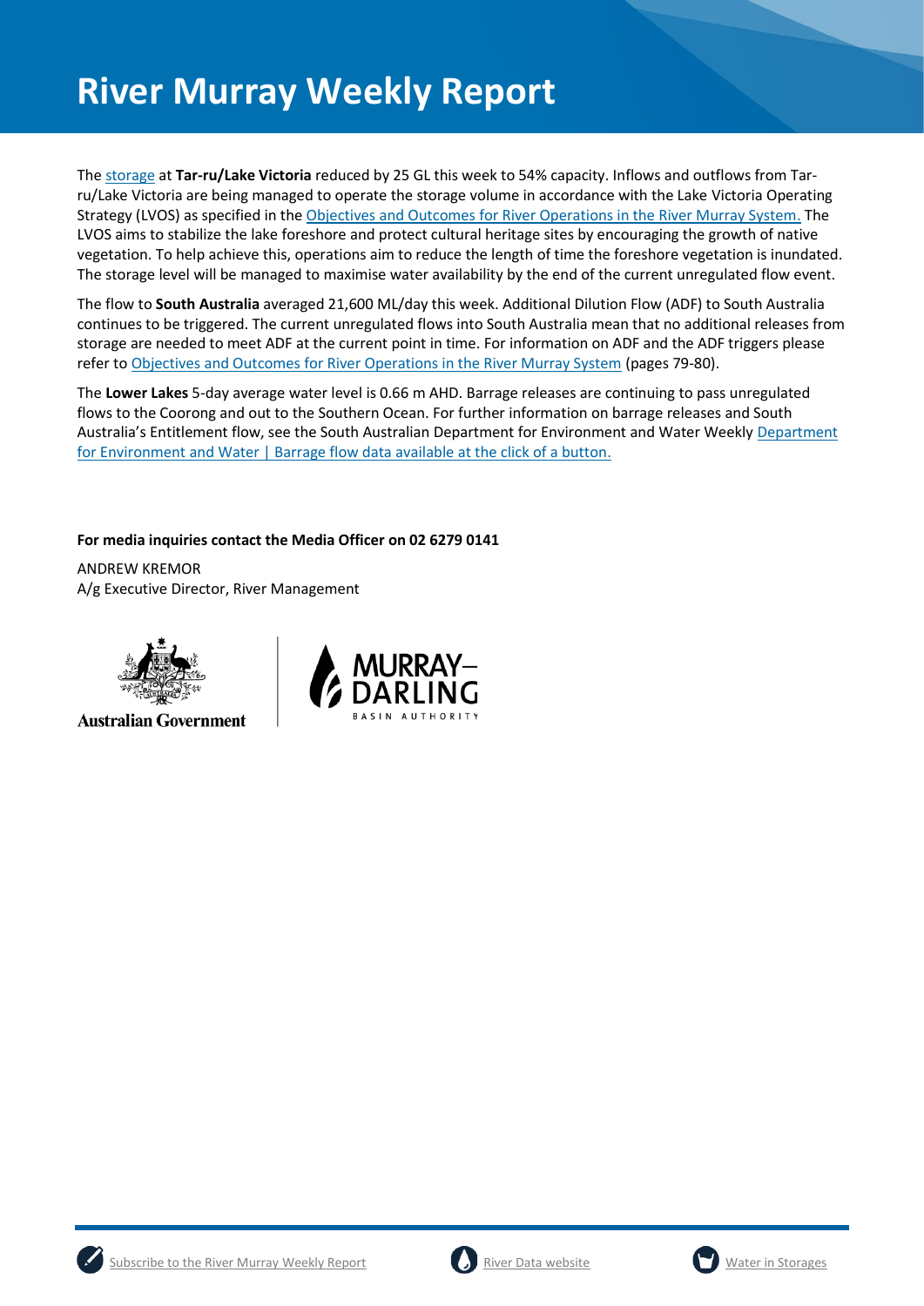# River Murray Weekly Report

The [storage](#) at **Tar-ru/Lake Victoria** reduced by 25 GL this week to 54% capacity. Inflows and outflows from Tar-ru/Lake Victoria are being managed to operate the storage volume in accordance with the Lake Victoria Operating Strategy (LVOS) as specified in the [Objectives and Outcomes for River Operations in the River Murray System.](#) The LVOS aims to stabilize the lake foreshore and protect cultural heritage sites by encouraging the growth of native vegetation. To help achieve this, operations aim to reduce the length of time the foreshore vegetation is inundated. The storage level will be managed to maximise water availability by the end of the current unregulated flow event.

The flow to **South Australia** averaged 21,600 ML/day this week. Additional Dilution Flow (ADF) to South Australia continues to be triggered. The current unregulated flows into South Australia mean that no additional releases from storage are needed to meet ADF at the current point in time. For information on ADF and the ADF triggers please refer to [Objectives and Outcomes for River Operations in the River Murray System](#) (pages 79-80).

The **Lower Lakes** 5-day average water level is 0.66 m AHD. Barrage releases are continuing to pass unregulated flows to the Coorong and out to the Southern Ocean. For further information on barrage releases and South Australia's Entitlement flow, see the South Australian Department for Environment and Water Weekly [Department for Environment and Water | Barrage flow data available at the click of a button.](#)

**For media inquiries contact the Media Officer on 02 6279 0141**

ANDREW KREMOR
A/g Executive Director, River Management

Australian Government

MURRAY–DARLING BASIN AUTHORITY

[Subscribe to the River Murray Weekly Report](#) [River Data website](#) [Water in Storages](#)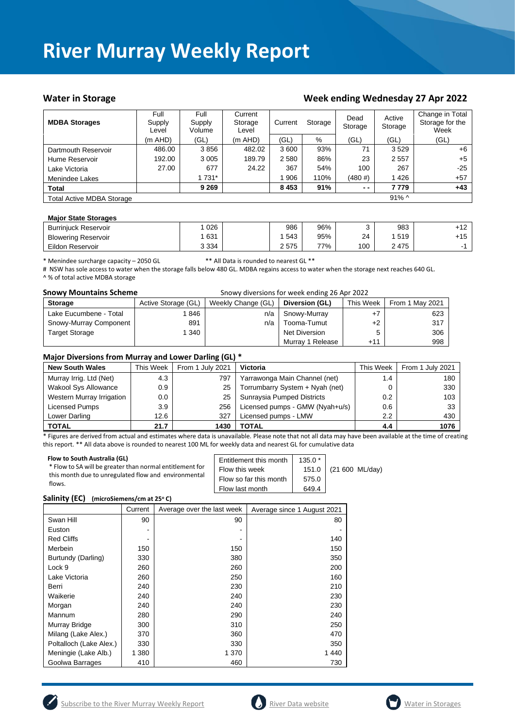# River Murray Weekly Report

## Water in Storage

## Week ending Wednesday 27 Apr 2022

| MDBA Storages | Full Supply Level | Full Supply Volume | Current Storage Level | Current | Storage | Dead Storage | Active Storage | Change in Total Storage for the Week |
|---|---|---|---|---|---|---|---|---|
| | (m AHD) | (GL) | (m AHD) | (GL) | % | (GL) | (GL) | (GL) |
| Dartmouth Reservoir | 486.00 | 3 856 | 482.02 | 3 600 | 93% | 71 | 3 529 | +6 |
| Hume Reservoir | 192.00 | 3 005 | 189.79 | 2 580 | 86% | 23 | 2 557 | +5 |
| Lake Victoria | 27.00 | 677 | 24.22 | 367 | 54% | 100 | 267 | -25 |
| Menindee Lakes | | 1 731* | | 1 906 | 110% | (480 #) | 1 426 | +57 |
| **Total** | | **9 269** | | **8 453** | **91%** | **- -** | **7 779** | **+43** |
| Total Active MDBA Storage | | | | | | | 91% ^ | |

| Major State Storages | | | | | | | |
|---|---|---|---|---|---|---|---|
| Burrinjuck Reservoir | 1 026 | | 986 | 96% | 3 | 983 | +12 |
| Blowering Reservoir | 1 631 | | 1 543 | 95% | 24 | 1 519 | +15 |
| Eildon Reservoir | 3 334 | | 2 575 | 77% | 100 | 2 475 | -1 |

\* Menindee surcharge capacity – 2050 GL ** All Data is rounded to nearest GL **

# NSW has sole access to water when the storage falls below 480 GL. MDBA regains access to water when the storage next reaches 640 GL.

^ % of total active MDBA storage

### Snowy Mountains Scheme

Snowy diversions for week ending 26 Apr 2022

| Storage | Active Storage (GL) | Weekly Change (GL) | Diversion (GL) | This Week | From 1 May 2021 |
|---|---|---|---|---|---|
| Lake Eucumbene - Total | 1 846 | n/a | Snowy-Murray | +7 | 623 |
| Snowy-Murray Component | 891 | n/a | Tooma-Tumut | +2 | 317 |
| Target Storage | 1 340 | | Net Diversion | 5 | 306 |
| | | | Murray 1 Release | +11 | 998 |

### Major Diversions from Murray and Lower Darling (GL) *

| New South Wales | This Week | From 1 July 2021 | Victoria | This Week | From 1 July 2021 |
|---|---|---|---|---|---|
| Murray Irrig. Ltd (Net) | 4.3 | 797 | Yarrawonga Main Channel (net) | 1.4 | 180 |
| Wakool Sys Allowance | 0.9 | 25 | Torrumbarry System + Nyah (net) | 0 | 330 |
| Western Murray Irrigation | 0.0 | 25 | Sunraysia Pumped Districts | 0.2 | 103 |
| Licensed Pumps | 3.9 | 256 | Licensed pumps - GMW (Nyah+u/s) | 0.6 | 33 |
| Lower Darling | 12.6 | 327 | Licensed pumps - LMW | 2.2 | 430 |
| **TOTAL** | **21.7** | **1430** | **TOTAL** | **4.4** | **1076** |

\* Figures are derived from actual and estimates where data is unavailable. Please note that not all data may have been available at the time of creating this report. ** All data above is rounded to nearest 100 ML for weekly data and nearest GL for cumulative data

**Flow to South Australia (GL)**

\* Flow to SA will be greater than normal entitlement for this month due to unregulated flow and environmental flows.

| | | |
|---|---|---|
| Entitlement this month | 135.0 * | |
| Flow this week | 151.0 | (21 600 ML/day) |
| Flow so far this month | 575.0 | |
| Flow last month | 649.4 | |

### Salinity (EC) (microSiemens/cm at 25° C)

| | Current | Average over the last week | Average since 1 August 2021 |
|---|---|---|---|
| Swan Hill | 90 | 90 | 80 |
| Euston | - | - | - |
| Red Cliffs | - | - | 140 |
| Merbein | 150 | 150 | 150 |
| Burtundy (Darling) | 330 | 380 | 350 |
| Lock 9 | 260 | 260 | 200 |
| Lake Victoria | 260 | 250 | 160 |
| Berri | 240 | 230 | 210 |
| Waikerie | 240 | 240 | 230 |
| Morgan | 240 | 240 | 230 |
| Mannum | 280 | 290 | 240 |
| Murray Bridge | 300 | 310 | 250 |
| Milang (Lake Alex.) | 370 | 360 | 470 |
| Poltalloch (Lake Alex.) | 330 | 330 | 350 |
| Meningie (Lake Alb.) | 1 380 | 1 370 | 1 440 |
| Goolwa Barrages | 410 | 460 | 730 |

Subscribe to the River Murray Weekly Report River Data website Water in Storages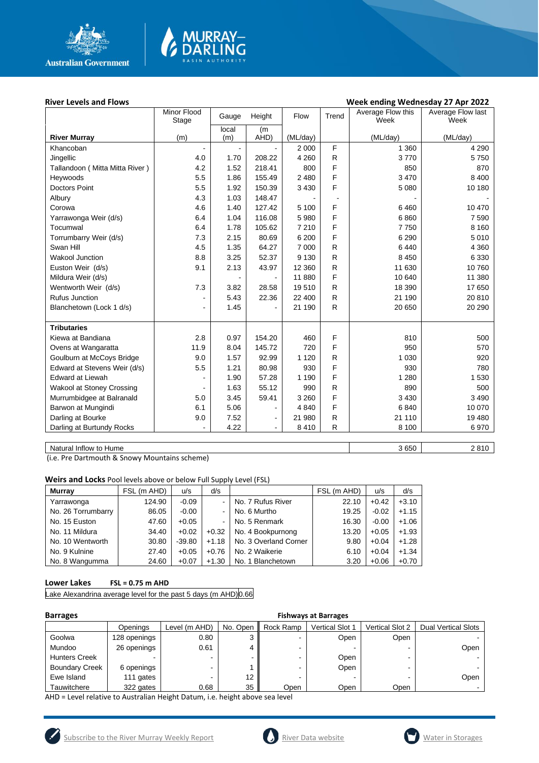**River Levels and Flows** — **Week ending Wednesday 27 Apr 2022**

| River Murray | Minor Flood Stage (m) | Gauge local (m) | Height (m AHD) | Flow (ML/day) | Trend | Average Flow this Week (ML/day) | Average Flow last Week (ML/day) |
|---|---|---|---|---|---|---|---|
| Khancoban | - | - | - | 2 000 | F | 1 360 | 4 290 |
| Jingellic | 4.0 | 1.70 | 208.22 | 4 260 | R | 3 770 | 5 750 |
| Tallandoon ( Mitta Mitta River ) | 4.2 | 1.52 | 218.41 | 800 | F | 850 | 870 |
| Heywoods | 5.5 | 1.86 | 155.49 | 2 480 | F | 3 470 | 8 400 |
| Doctors Point | 5.5 | 1.92 | 150.39 | 3 430 | F | 5 080 | 10 180 |
| Albury | 4.3 | 1.03 | 148.47 | - | - | - | - |
| Corowa | 4.6 | 1.40 | 127.42 | 5 100 | F | 6 460 | 10 470 |
| Yarrawonga Weir (d/s) | 6.4 | 1.04 | 116.08 | 5 980 | F | 6 860 | 7 590 |
| Tocumwal | 6.4 | 1.78 | 105.62 | 7 210 | F | 7 750 | 8 160 |
| Torrumbarry Weir (d/s) | 7.3 | 2.15 | 80.69 | 6 200 | F | 6 290 | 5 010 |
| Swan Hill | 4.5 | 1.35 | 64.27 | 7 000 | R | 6 440 | 4 360 |
| Wakool Junction | 8.8 | 3.25 | 52.37 | 9 130 | R | 8 450 | 6 330 |
| Euston Weir (d/s) | 9.1 | 2.13 | 43.97 | 12 360 | R | 11 630 | 10 760 |
| Mildura Weir (d/s) | | - | - | 11 880 | F | 10 640 | 11 380 |
| Wentworth Weir (d/s) | 7.3 | 3.82 | 28.58 | 19 510 | R | 18 390 | 17 650 |
| Rufus Junction | - | 5.43 | 22.36 | 22 400 | R | 21 190 | 20 810 |
| Blanchetown (Lock 1 d/s) | - | 1.45 | - | 21 190 | R | 20 650 | 20 290 |
| **Tributaries** | | | | | | | |
| Kiewa at Bandiana | 2.8 | 0.97 | 154.20 | 460 | F | 810 | 500 |
| Ovens at Wangaratta | 11.9 | 8.04 | 145.72 | 720 | F | 950 | 570 |
| Goulburn at McCoys Bridge | 9.0 | 1.57 | 92.99 | 1 120 | R | 1 030 | 920 |
| Edward at Stevens Weir (d/s) | 5.5 | 1.21 | 80.98 | 930 | F | 930 | 780 |
| Edward at Liewah | - | 1.90 | 57.28 | 1 190 | F | 1 280 | 1 530 |
| Wakool at Stoney Crossing | - | 1.63 | 55.12 | 990 | R | 890 | 500 |
| Murrumbidgee at Balranald | 5.0 | 3.45 | 59.41 | 3 260 | F | 3 430 | 3 490 |
| Barwon at Mungindi | 6.1 | 5.06 | - | 4 840 | F | 6 840 | 10 070 |
| Darling at Bourke | 9.0 | 7.52 | - | 21 980 | R | 21 110 | 19 480 |
| Darling at Burtundy Rocks | - | 4.22 | - | 8 410 | R | 8 100 | 6 970 |

| | This Week | Last Week |
|---|---|---|
| Natural Inflow to Hume | 3 650 | 2 810 |

(i.e. Pre Dartmouth & Snowy Mountains scheme)

**Weirs and Locks** Pool levels above or below Full Supply Level (FSL)

| Murray | FSL (m AHD) | u/s | d/s | | FSL (m AHD) | u/s | d/s |
|---|---|---|---|---|---|---|---|
| Yarrawonga | 124.90 | -0.09 | - | No. 7 Rufus River | 22.10 | +0.42 | +3.10 |
| No. 26 Torrumbarry | 86.05 | -0.00 | - | No. 6 Murtho | 19.25 | -0.02 | +1.15 |
| No. 15 Euston | 47.60 | +0.05 | - | No. 5 Renmark | 16.30 | -0.00 | +1.06 |
| No. 11 Mildura | 34.40 | +0.02 | +0.32 | No. 4 Bookpurnong | 13.20 | +0.05 | +1.93 |
| No. 10 Wentworth | 30.80 | -39.80 | +1.18 | No. 3 Overland Corner | 9.80 | +0.04 | +1.28 |
| No. 9 Kulnine | 27.40 | +0.05 | +0.76 | No. 2 Waikerie | 6.10 | +0.04 | +1.34 |
| No. 8 Wangumma | 24.60 | +0.07 | +1.30 | No. 1 Blanchetown | 3.20 | +0.06 | +0.70 |

**Lower Lakes** **FSL = 0.75 m AHD**

| Lake Alexandrina average level for the past 5 days (m AHD) | 0.66 |
|---|---|

**Barrages** — **Fishways at Barrages**

| | Openings | Level (m AHD) | No. Open | Rock Ramp | Vertical Slot 1 | Vertical Slot 2 | Dual Vertical Slots |
|---|---|---|---|---|---|---|---|
| Goolwa | 128 openings | 0.80 | 3 | - | Open | Open | - |
| Mundoo | 26 openings | 0.61 | 4 | - | - | - | Open |
| Hunters Creek | - | - | - | - | Open | - | - |
| Boundary Creek | 6 openings | - | 1 | - | Open | - | - |
| Ewe Island | 111 gates | - | 12 | - | - | - | Open |
| Tauwitchere | 322 gates | 0.68 | 35 | Open | Open | Open | - |

AHD = Level relative to Australian Height Datum, i.e. height above sea level

Subscribe to the River Murray Weekly Report | River Data website | Water in Storages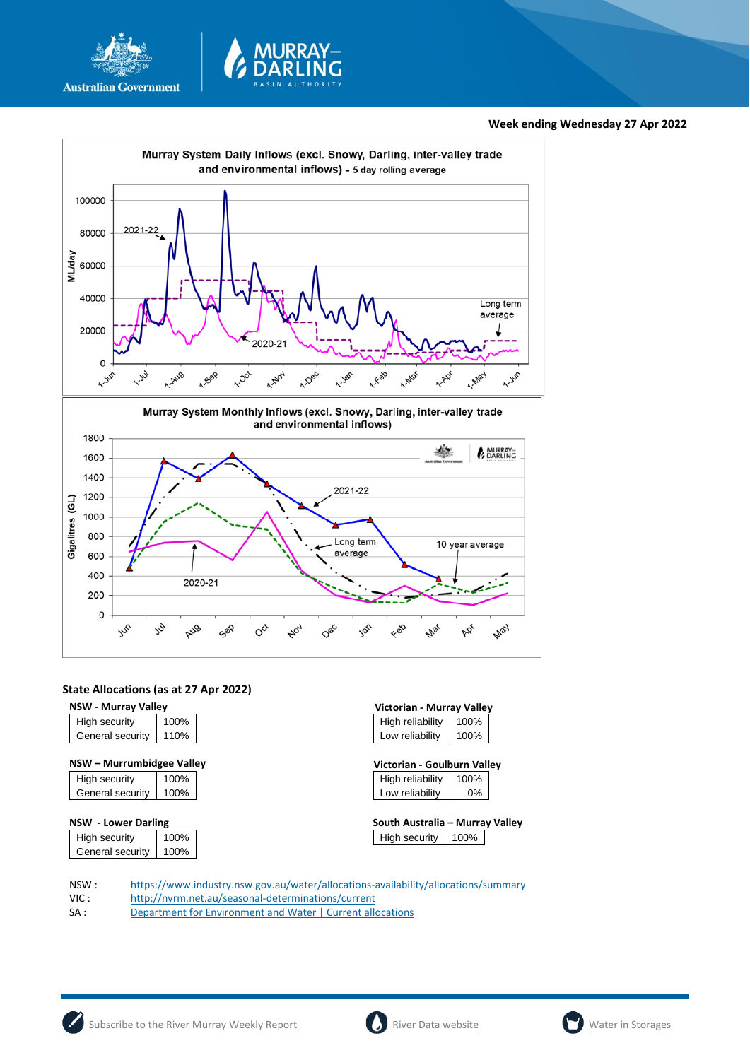**Week ending Wednesday 27 Apr 2022**

Murray System Daily Inflows (excl. Snowy, Darling, inter-valley trade and environmental inflows) - 5 day rolling average

ML/day

100000
80000
60000
40000
20000
0

1-Jun 1-Jul 1-Aug 1-Sep 1-Oct 1-Nov 1-Dec 1-Jan 1-Feb 1-Mar 1-Apr 1-May 1-Jun

2021-22

2020-21

Long term average

Murray System Monthly Inflows (excl. Snowy, Darling, inter-valley trade and environmental inflows)

Gigalitres (GL)

1800
1600
1400
1200
1000
800
600
400
200
0

Jun Jul Aug Sep Oct Nov Dec Jan Feb Mar Apr May

2021-22

Long term average

10 year average

2020-21

## State Allocations (as at 27 Apr 2022)

**NSW - Murray Valley**

| | |
|---|---|
| High security | 100% |
| General security | 110% |

**NSW – Murrumbidgee Valley**

| | |
|---|---|
| High security | 100% |
| General security | 100% |

**NSW - Lower Darling**

| | |
|---|---|
| High security | 100% |
| General security | 100% |

**Victorian - Murray Valley**

| | |
|---|---|
| High reliability | 100% |
| Low reliability | 100% |

**Victorian - Goulburn Valley**

| | |
|---|---|
| High reliability | 100% |
| Low reliability | 0% |

**South Australia – Murray Valley**

| | |
|---|---|
| High security | 100% |

NSW : https://www.industry.nsw.gov.au/water/allocations-availability/allocations/summary
VIC : http://nvrm.net.au/seasonal-determinations/current
SA : Department for Environment and Water | Current allocations

Subscribe to the River Murray Weekly Report

River Data website

Water in Storages